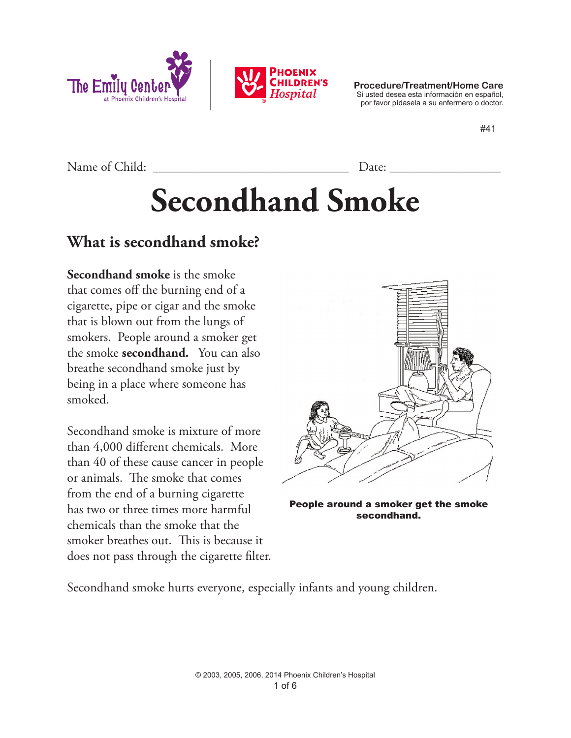Procedure/Treatment/Home Care
Si usted desea esta información en español, por favor pídasela a su enfermero o doctor.

#41

Name of Child: ______________________________ Date: _________________

# Secondhand Smoke

## What is secondhand smoke?

**Secondhand smoke** is the smoke that comes off the burning end of a cigarette, pipe or cigar and the smoke that is blown out from the lungs of smokers. People around a smoker get the smoke **secondhand.** You can also breathe secondhand smoke just by being in a place where someone has smoked.

Secondhand smoke is mixture of more than 4,000 different chemicals. More than 40 of these cause cancer in people or animals. The smoke that comes from the end of a burning cigarette has two or three times more harmful chemicals than the smoke that the smoker breathes out. This is because it does not pass through the cigarette filter.

**People around a smoker get the smoke secondhand.**

Secondhand smoke hurts everyone, especially infants and young children.

© 2003, 2005, 2006, 2014 Phoenix Children's Hospital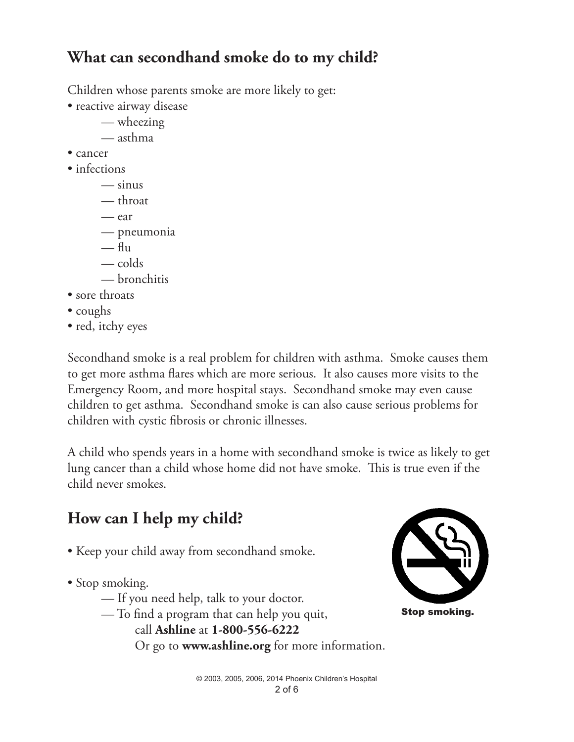## What can secondhand smoke do to my child?

Children whose parents smoke are more likely to get:

- reactive airway disease
  - wheezing
  - asthma
- cancer
- infections
  - sinus
  - throat
  - ear
  - pneumonia
  - flu
  - colds
  - bronchitis
- sore throats
- coughs
- red, itchy eyes

Secondhand smoke is a real problem for children with asthma. Smoke causes them to get more asthma flares which are more serious. It also causes more visits to the Emergency Room, and more hospital stays. Secondhand smoke may even cause children to get asthma. Secondhand smoke is can also cause serious problems for children with cystic fibrosis or chronic illnesses.

A child who spends years in a home with secondhand smoke is twice as likely to get lung cancer than a child whose home did not have smoke. This is true even if the child never smokes.

## How can I help my child?

- Keep your child away from secondhand smoke.
- Stop smoking.
  - If you need help, talk to your doctor.
  - To find a program that can help you quit, call **Ashline** at **1-800-556-6222** Or go to **www.ashline.org** for more information.

**Stop smoking.**

© 2003, 2005, 2006, 2014 Phoenix Children's Hospital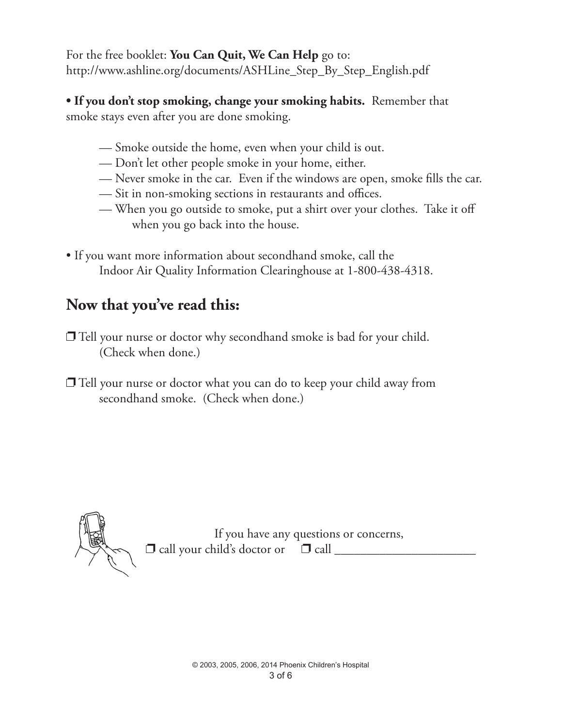For the free booklet: **You Can Quit, We Can Help** go to:
http://www.ashline.org/documents/ASHLine_Step_By_Step_English.pdf

• **If you don't stop smoking, change your smoking habits.** Remember that smoke stays even after you are done smoking.

- — Smoke outside the home, even when your child is out.
- — Don't let other people smoke in your home, either.
- — Never smoke in the car. Even if the windows are open, smoke fills the car.
- — Sit in non-smoking sections in restaurants and offices.
- — When you go outside to smoke, put a shirt over your clothes. Take it off when you go back into the house.

• If you want more information about secondhand smoke, call the Indoor Air Quality Information Clearinghouse at 1-800-438-4318.

## Now that you've read this:

❒ Tell your nurse or doctor why secondhand smoke is bad for your child. (Check when done.)

❒ Tell your nurse or doctor what you can do to keep your child away from secondhand smoke. (Check when done.)

If you have any questions or concerns,
❒ call your child's doctor or ❒ call ______________________

© 2003, 2005, 2006, 2014 Phoenix Children's Hospital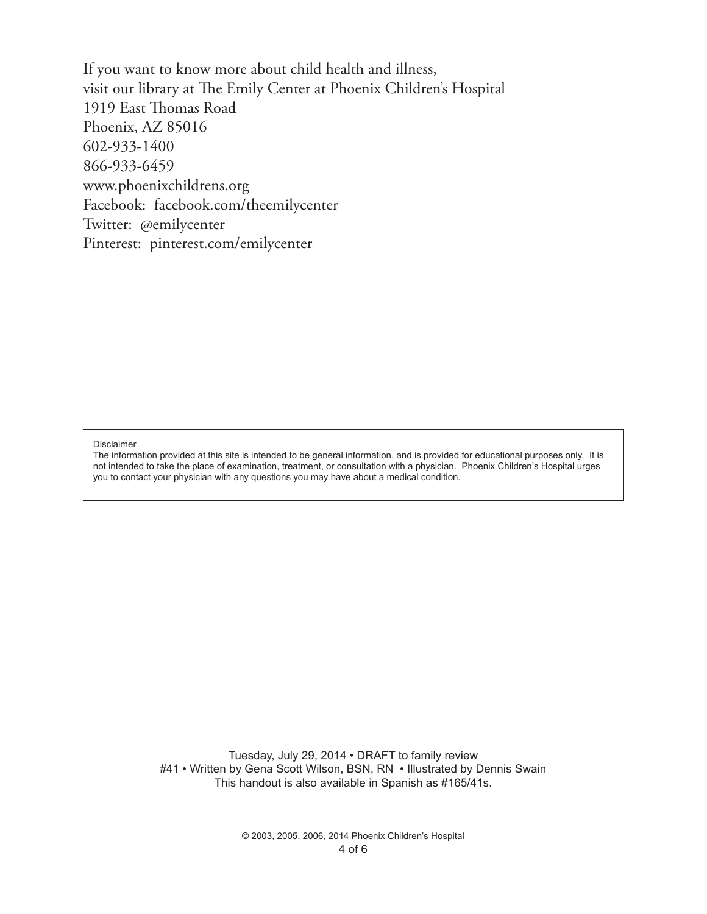If you want to know more about child health and illness,
visit our library at The Emily Center at Phoenix Children's Hospital
1919 East Thomas Road
Phoenix, AZ 85016
602-933-1400
866-933-6459
www.phoenixchildrens.org
Facebook: facebook.com/theemilycenter
Twitter: @emilycenter
Pinterest: pinterest.com/emilycenter

Disclaimer
The information provided at this site is intended to be general information, and is provided for educational purposes only. It is not intended to take the place of examination, treatment, or consultation with a physician. Phoenix Children's Hospital urges you to contact your physician with any questions you may have about a medical condition.

Tuesday, July 29, 2014 • DRAFT to family review
#41 • Written by Gena Scott Wilson, BSN, RN • Illustrated by Dennis Swain
This handout is also available in Spanish as #165/41s.

© 2003, 2005, 2006, 2014 Phoenix Children's Hospital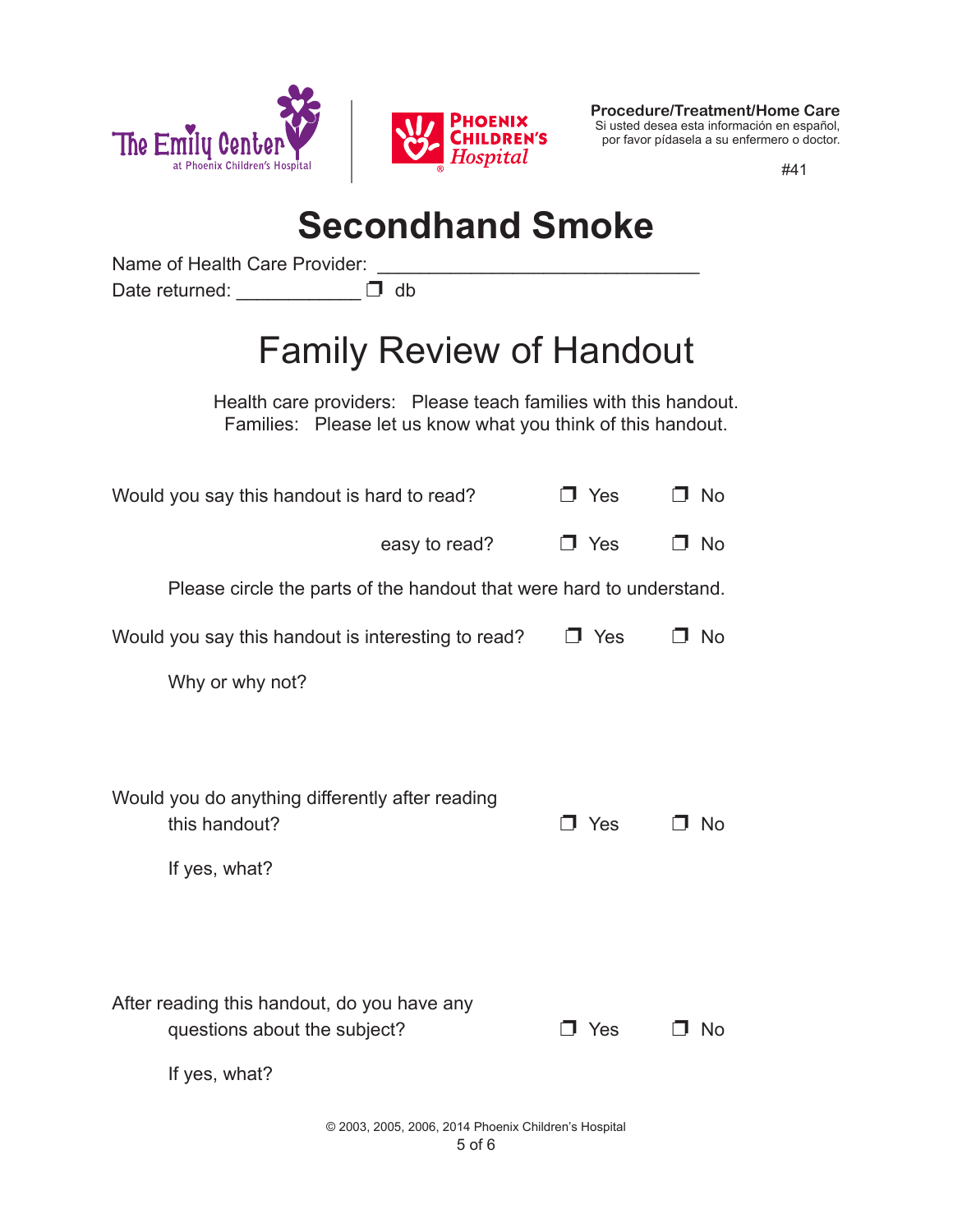**Procedure/Treatment/Home Care**
Si usted desea esta información en español, por favor pídasela a su enfermero o doctor.

#41

# Secondhand Smoke

Name of Health Care Provider: ______________________________

Date returned: ____________ ❒ db

## Family Review of Handout

Health care providers: Please teach families with this handout.
Families: Please let us know what you think of this handout.

Would you say this handout is hard to read? ❒ Yes ❒ No

easy to read? ❒ Yes ❒ No

Please circle the parts of the handout that were hard to understand.

Would you say this handout is interesting to read? ❒ Yes ❒ No

Why or why not?

Would you do anything differently after reading this handout? ❒ Yes ❒ No

If yes, what?

After reading this handout, do you have any questions about the subject? ❒ Yes ❒ No

If yes, what?

© 2003, 2005, 2006, 2014 Phoenix Children's Hospital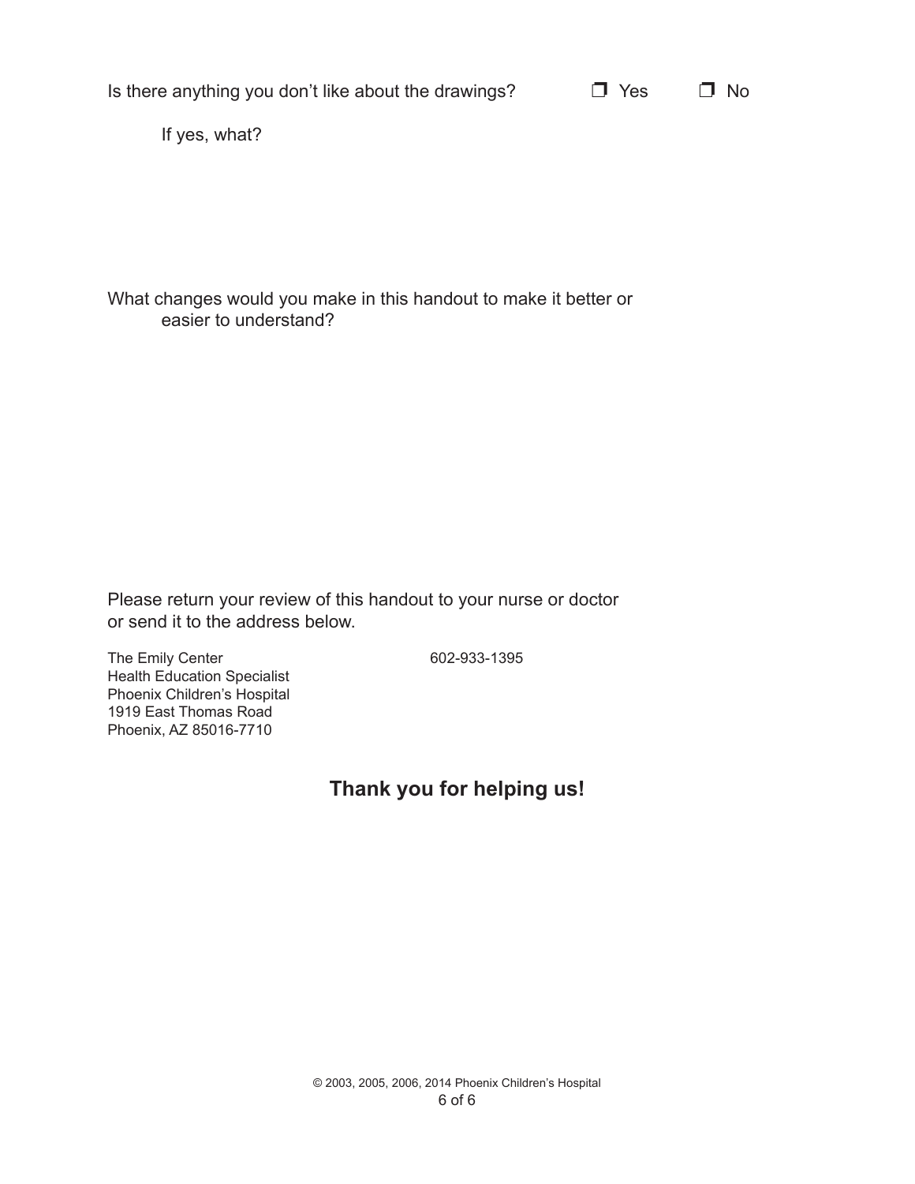Is there anything you don't like about the drawings? ❒ Yes ❒ No

If yes, what?

What changes would you make in this handout to make it better or easier to understand?

Please return your review of this handout to your nurse or doctor or send it to the address below.

The Emily Center
Health Education Specialist
Phoenix Children's Hospital
1919 East Thomas Road
Phoenix, AZ 85016-7710

602-933-1395

**Thank you for helping us!**

© 2003, 2005, 2006, 2014 Phoenix Children's Hospital